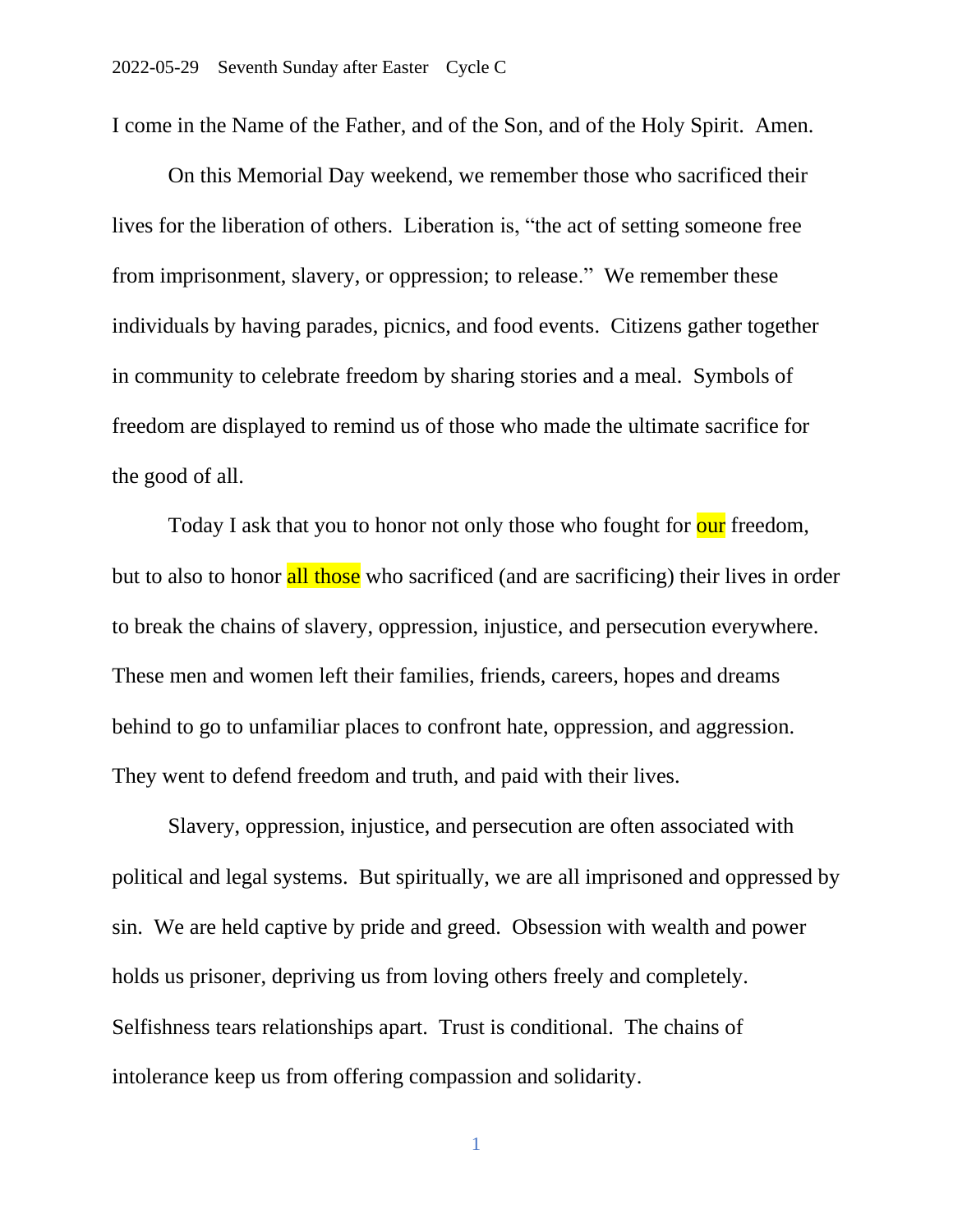2022-05-29 Seventh Sunday after Easter Cycle C

I come in the Name of the Father, and of the Son, and of the Holy Spirit. Amen.

On this Memorial Day weekend, we remember those who sacrificed their lives for the liberation of others. Liberation is, "the act of setting someone free from imprisonment, slavery, or oppression; to release." We remember these individuals by having parades, picnics, and food events. Citizens gather together in community to celebrate freedom by sharing stories and a meal. Symbols of freedom are displayed to remind us of those who made the ultimate sacrifice for the good of all.

Today I ask that you to honor not only those who fought for our freedom, but to also to honor all those who sacrificed (and are sacrificing) their lives in order to break the chains of slavery, oppression, injustice, and persecution everywhere. These men and women left their families, friends, careers, hopes and dreams behind to go to unfamiliar places to confront hate, oppression, and aggression. They went to defend freedom and truth, and paid with their lives.

Slavery, oppression, injustice, and persecution are often associated with political and legal systems. But spiritually, we are all imprisoned and oppressed by sin. We are held captive by pride and greed. Obsession with wealth and power holds us prisoner, depriving us from loving others freely and completely. Selfishness tears relationships apart. Trust is conditional. The chains of intolerance keep us from offering compassion and solidarity.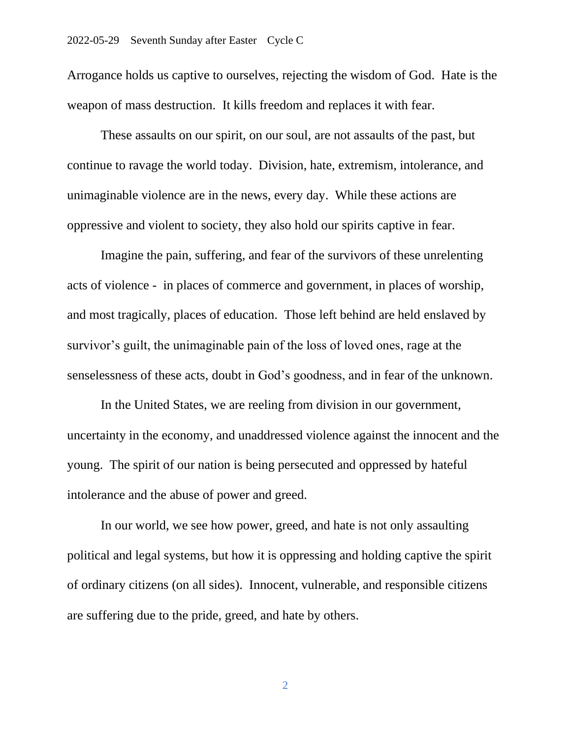Arrogance holds us captive to ourselves, rejecting the wisdom of God.  Hate is the weapon of mass destruction.  It kills freedom and replaces it with fear.

These assaults on our spirit, on our soul, are not assaults of the past, but continue to ravage the world today.  Division, hate, extremism, intolerance, and unimaginable violence are in the news, every day.  While these actions are oppressive and violent to society, they also hold our spirits captive in fear.

Imagine the pain, suffering, and fear of the survivors of these unrelenting acts of violence -  in places of commerce and government, in places of worship, and most tragically, places of education.  Those left behind are held enslaved by survivor's guilt, the unimaginable pain of the loss of loved ones, rage at the senselessness of these acts, doubt in God's goodness, and in fear of the unknown.

In the United States, we are reeling from division in our government, uncertainty in the economy, and unaddressed violence against the innocent and the young.  The spirit of our nation is being persecuted and oppressed by hateful intolerance and the abuse of power and greed.

In our world, we see how power, greed, and hate is not only assaulting political and legal systems, but how it is oppressing and holding captive the spirit of ordinary citizens (on all sides).  Innocent, vulnerable, and responsible citizens are suffering due to the pride, greed, and hate by others.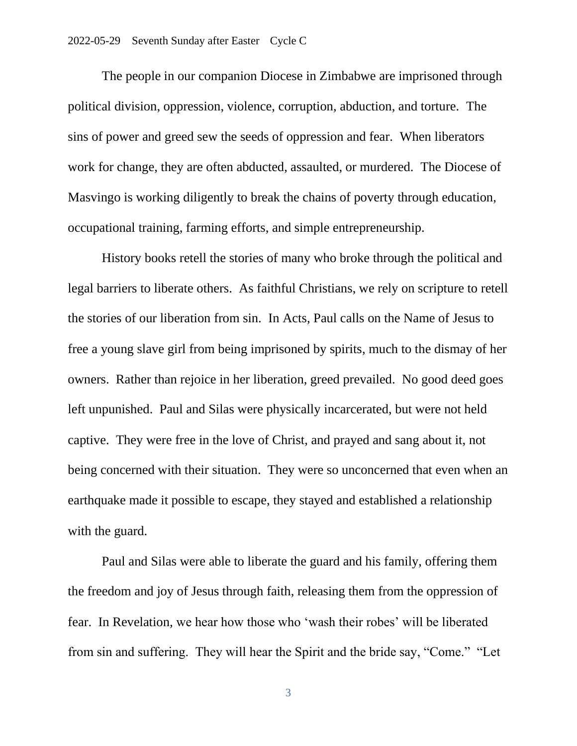The people in our companion Diocese in Zimbabwe are imprisoned through political division, oppression, violence, corruption, abduction, and torture. The sins of power and greed sew the seeds of oppression and fear. When liberators work for change, they are often abducted, assaulted, or murdered. The Diocese of Masvingo is working diligently to break the chains of poverty through education, occupational training, farming efforts, and simple entrepreneurship.

History books retell the stories of many who broke through the political and legal barriers to liberate others. As faithful Christians, we rely on scripture to retell the stories of our liberation from sin. In Acts, Paul calls on the Name of Jesus to free a young slave girl from being imprisoned by spirits, much to the dismay of her owners. Rather than rejoice in her liberation, greed prevailed. No good deed goes left unpunished. Paul and Silas were physically incarcerated, but were not held captive. They were free in the love of Christ, and prayed and sang about it, not being concerned with their situation. They were so unconcerned that even when an earthquake made it possible to escape, they stayed and established a relationship with the guard.

Paul and Silas were able to liberate the guard and his family, offering them the freedom and joy of Jesus through faith, releasing them from the oppression of fear. In Revelation, we hear how those who 'wash their robes' will be liberated from sin and suffering. They will hear the Spirit and the bride say, "Come." "Let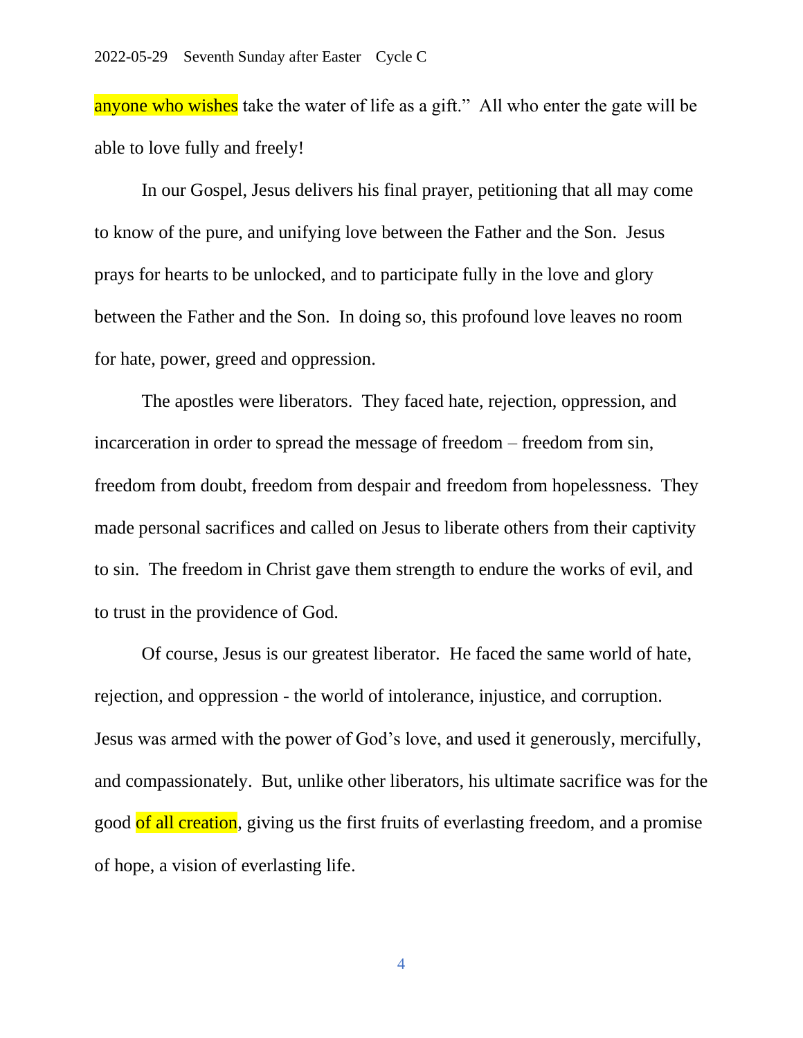anyone who wishes take the water of life as a gift." All who enter the gate will be able to love fully and freely!

In our Gospel, Jesus delivers his final prayer, petitioning that all may come to know of the pure, and unifying love between the Father and the Son. Jesus prays for hearts to be unlocked, and to participate fully in the love and glory between the Father and the Son. In doing so, this profound love leaves no room for hate, power, greed and oppression.

The apostles were liberators. They faced hate, rejection, oppression, and incarceration in order to spread the message of freedom – freedom from sin, freedom from doubt, freedom from despair and freedom from hopelessness. They made personal sacrifices and called on Jesus to liberate others from their captivity to sin. The freedom in Christ gave them strength to endure the works of evil, and to trust in the providence of God.

Of course, Jesus is our greatest liberator. He faced the same world of hate, rejection, and oppression - the world of intolerance, injustice, and corruption. Jesus was armed with the power of God's love, and used it generously, mercifully, and compassionately. But, unlike other liberators, his ultimate sacrifice was for the good of all creation, giving us the first fruits of everlasting freedom, and a promise of hope, a vision of everlasting life.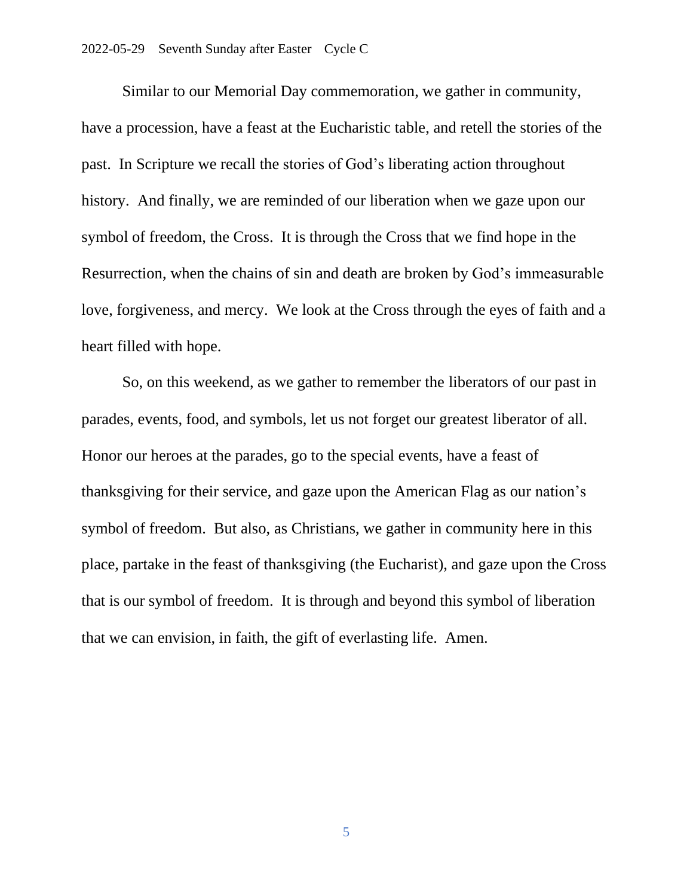Similar to our Memorial Day commemoration, we gather in community, have a procession, have a feast at the Eucharistic table, and retell the stories of the past. In Scripture we recall the stories of God's liberating action throughout history. And finally, we are reminded of our liberation when we gaze upon our symbol of freedom, the Cross. It is through the Cross that we find hope in the Resurrection, when the chains of sin and death are broken by God's immeasurable love, forgiveness, and mercy. We look at the Cross through the eyes of faith and a heart filled with hope.

So, on this weekend, as we gather to remember the liberators of our past in parades, events, food, and symbols, let us not forget our greatest liberator of all. Honor our heroes at the parades, go to the special events, have a feast of thanksgiving for their service, and gaze upon the American Flag as our nation's symbol of freedom. But also, as Christians, we gather in community here in this place, partake in the feast of thanksgiving (the Eucharist), and gaze upon the Cross that is our symbol of freedom. It is through and beyond this symbol of liberation that we can envision, in faith, the gift of everlasting life. Amen.